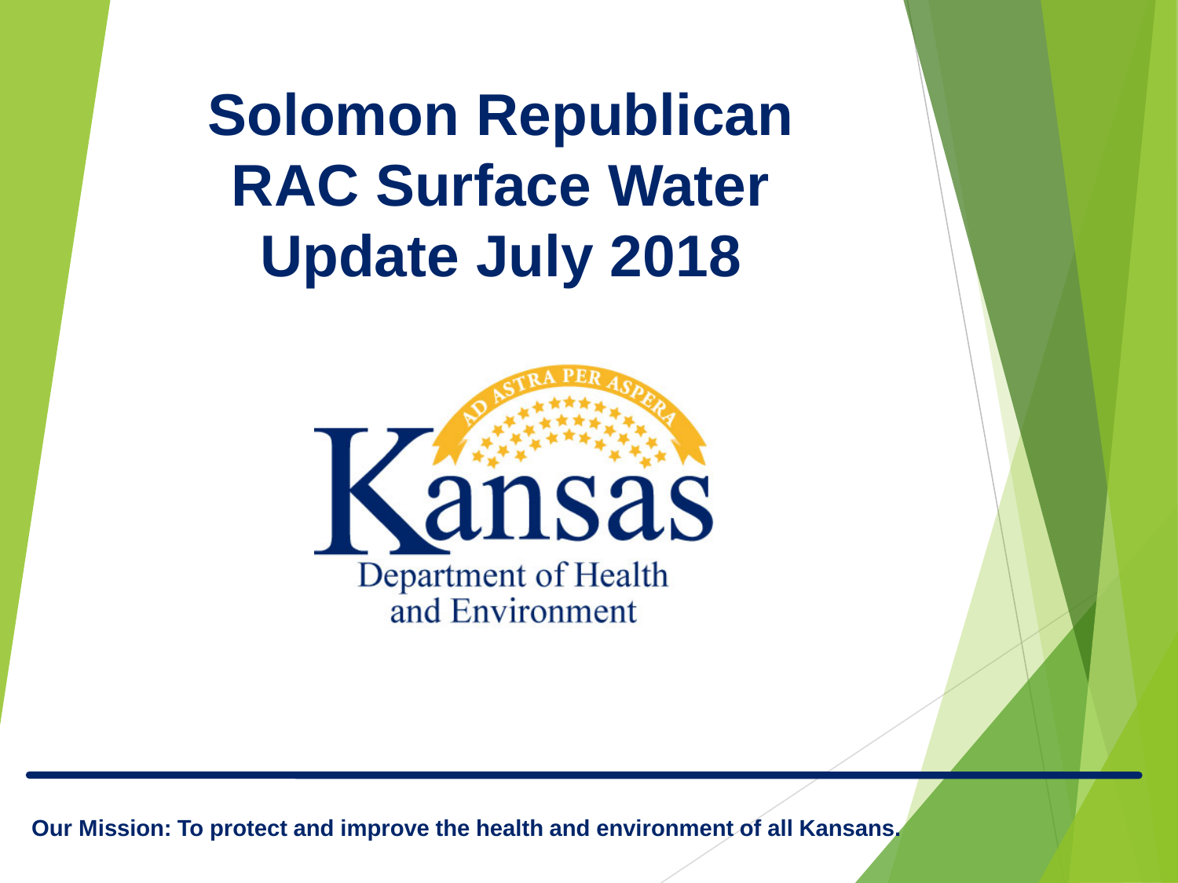# Solomon Republican RAC Surface Water Update July 2018

Kansas Department of Health and Environment

**Our Mission: To protect and improve the health and environment of all Kansans.**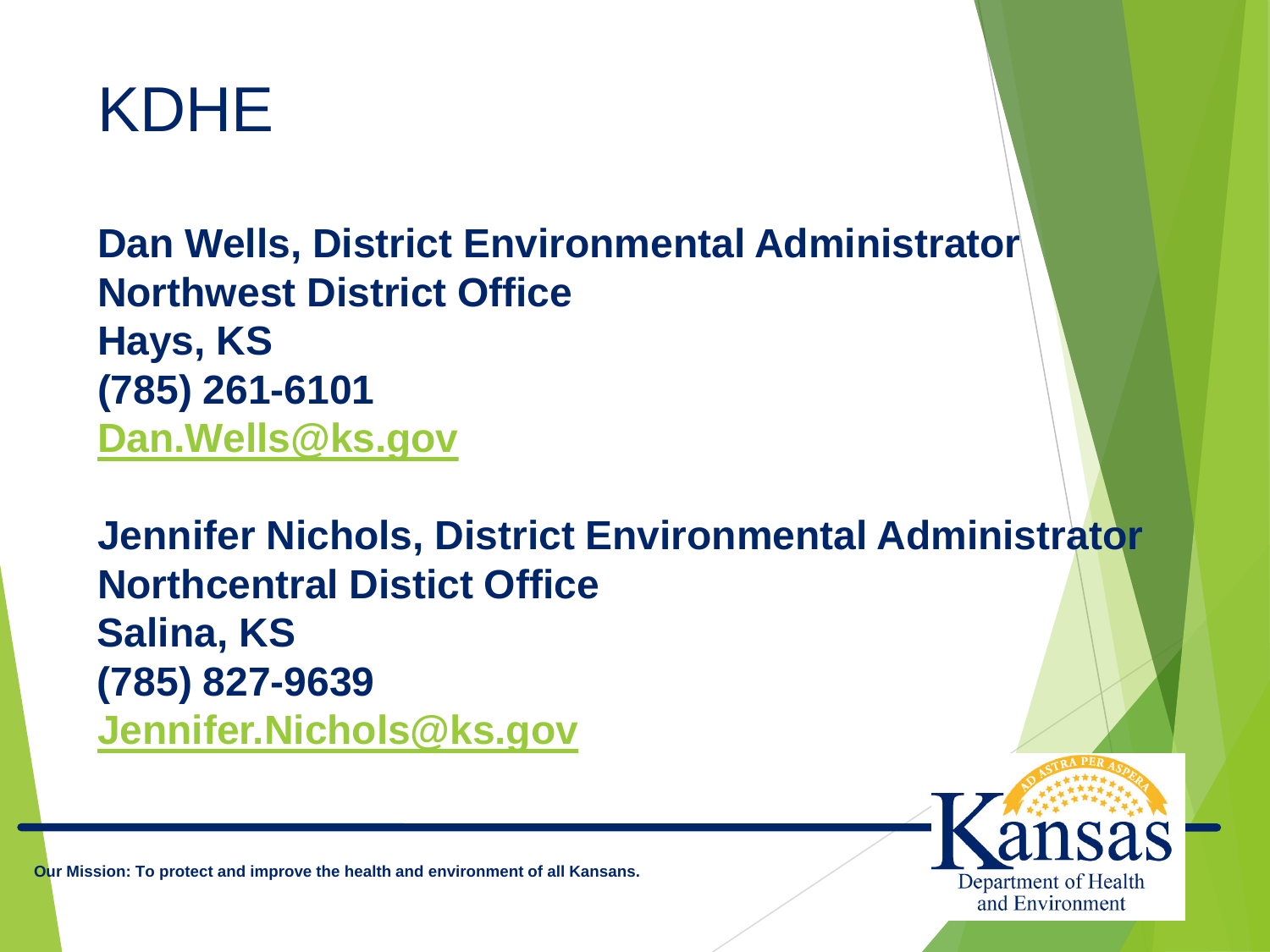# KDHE

**Dan Wells, District Environmental Administrator**
**Northwest District Office**
**Hays, KS**
**(785) 261-6101**
**Dan.Wells@ks.gov**

**Jennifer Nichols, District Environmental Administrator**
**Northcentral Distict Office**
**Salina, KS**
**(785) 827-9639**
**Jennifer.Nichols@ks.gov**

**Our Mission: To protect and improve the health and environment of all Kansans.**

Kansas Department of Health and Environment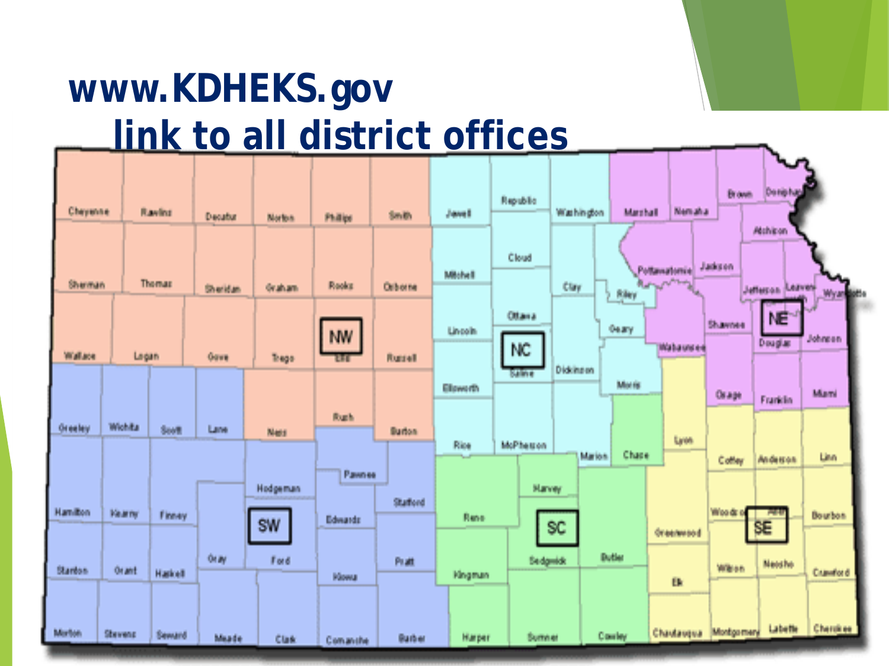# www.KDHEKS.gov
## link to all district offices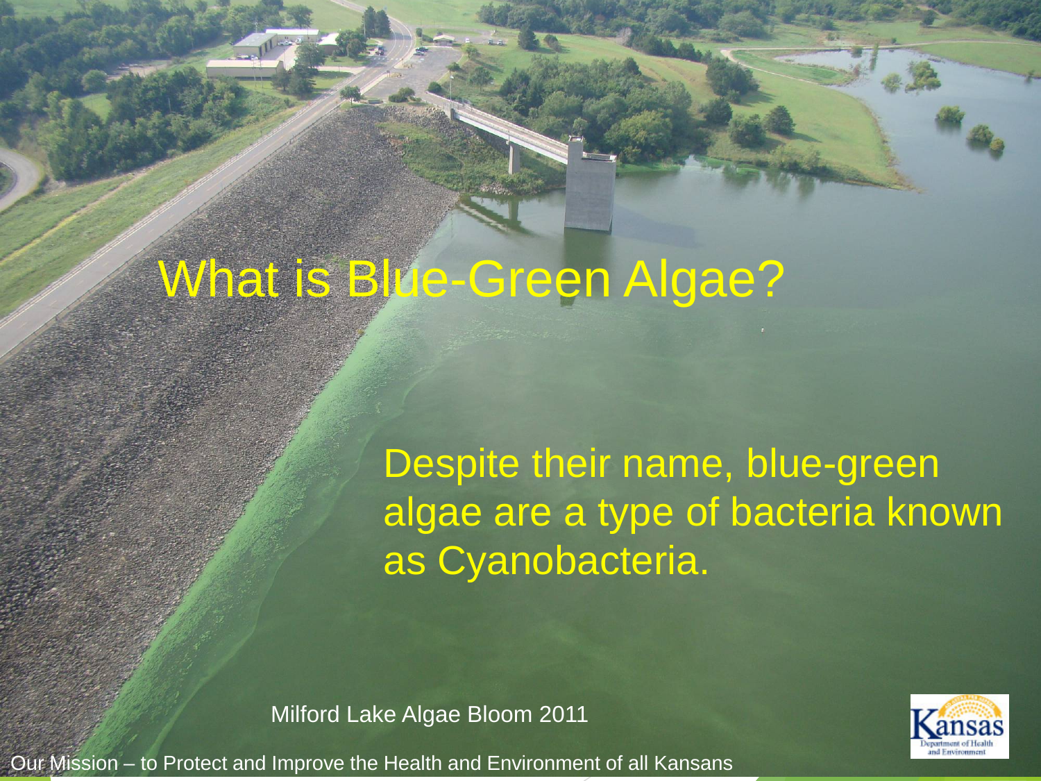# What is Blue-Green Algae?

Despite their name, blue-green algae are a type of bacteria known as Cyanobacteria.

Milford Lake Algae Bloom 2011

Our Mission – to Protect and Improve the Health and Environment of all Kansans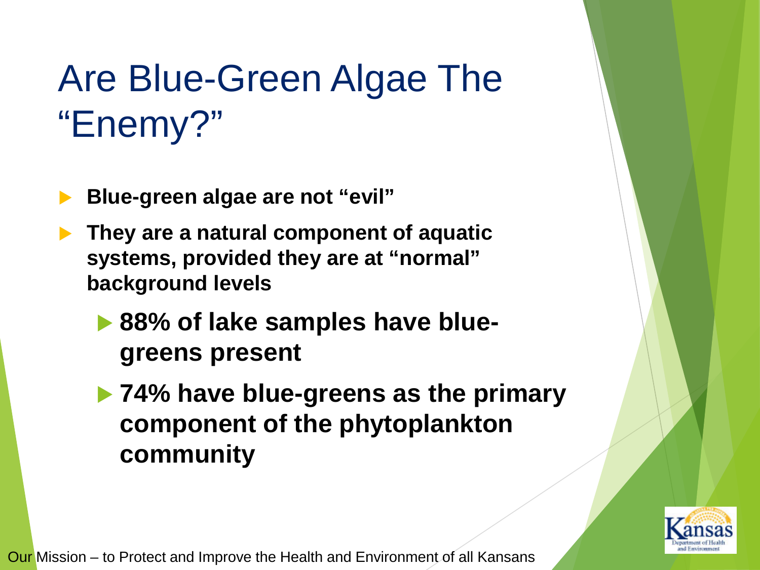# Are Blue-Green Algae The "Enemy?"

- **Blue-green algae are not "evil"**
- **They are a natural component of aquatic systems, provided they are at "normal" background levels**
  - **88% of lake samples have blue-greens present**
  - **74% have blue-greens as the primary component of the phytoplankton community**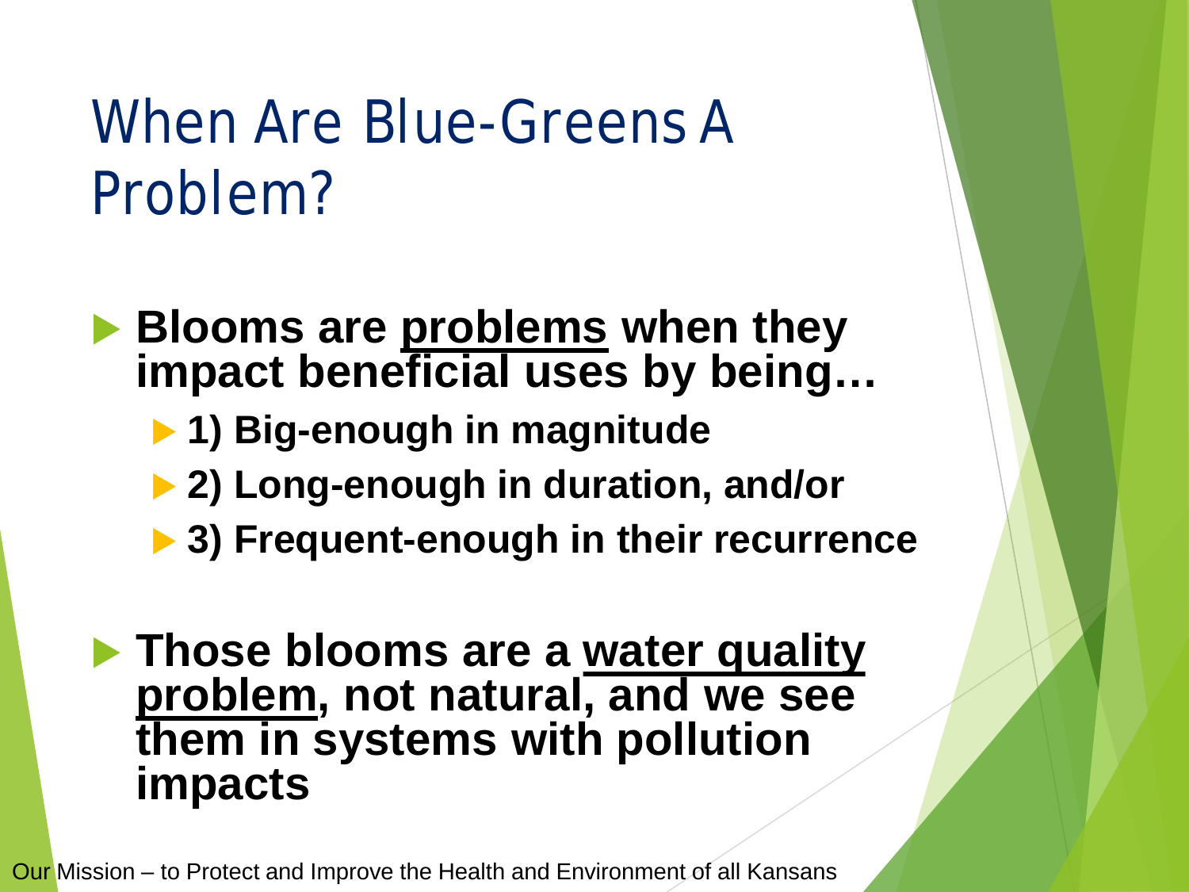# When Are Blue-Greens A Problem?

- **Blooms are <u>problems</u> when they impact beneficial uses by being…**
  - **1) Big-enough in magnitude**
  - **2) Long-enough in duration, and/or**
  - **3) Frequent-enough in their recurrence**

- **Those blooms are a <u>water quality problem</u>, not natural, and we see them in systems with pollution impacts**

Our Mission – to Protect and Improve the Health and Environment of all Kansans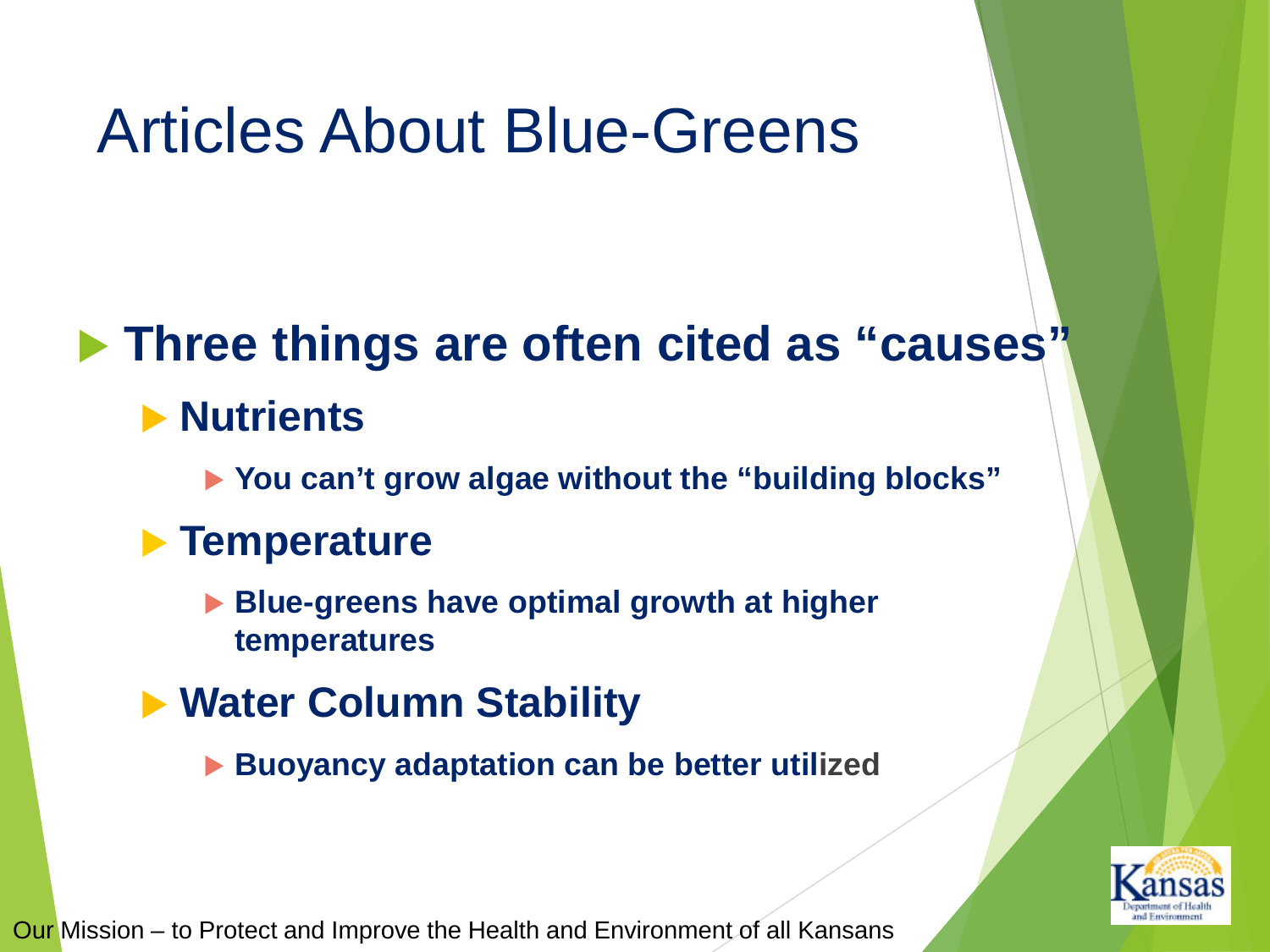# Articles About Blue-Greens

- **Three things are often cited as "causes"**
  - **Nutrients**
    - **You can't grow algae without the "building blocks"**
  - **Temperature**
    - **Blue-greens have optimal growth at higher temperatures**
  - **Water Column Stability**
    - **Buoyancy adaptation can be better utilized**

Our Mission – to Protect and Improve the Health and Environment of all Kansans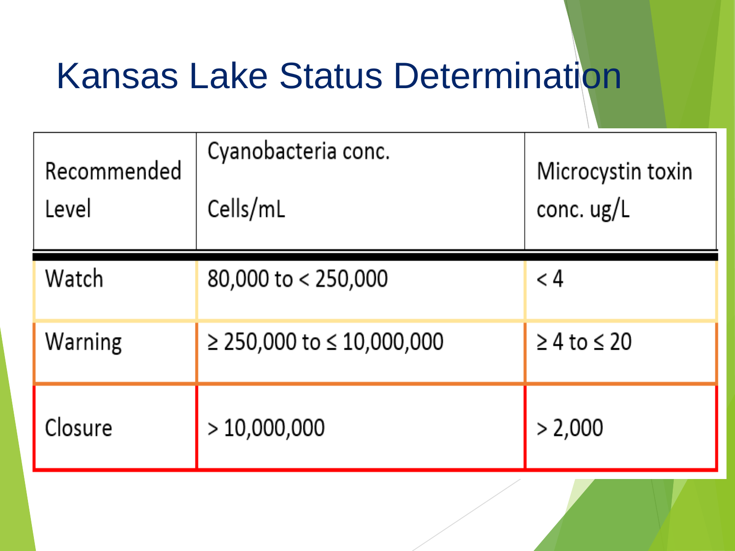# Kansas Lake Status Determination

| Recommended Level | Cyanobacteria conc. Cells/mL | Microcystin toxin conc. ug/L |
|---|---|---|
| Watch | 80,000 to < 250,000 | < 4 |
| Warning | ≥ 250,000 to ≤ 10,000,000 | ≥ 4 to ≤ 20 |
| Closure | > 10,000,000 | > 2,000 |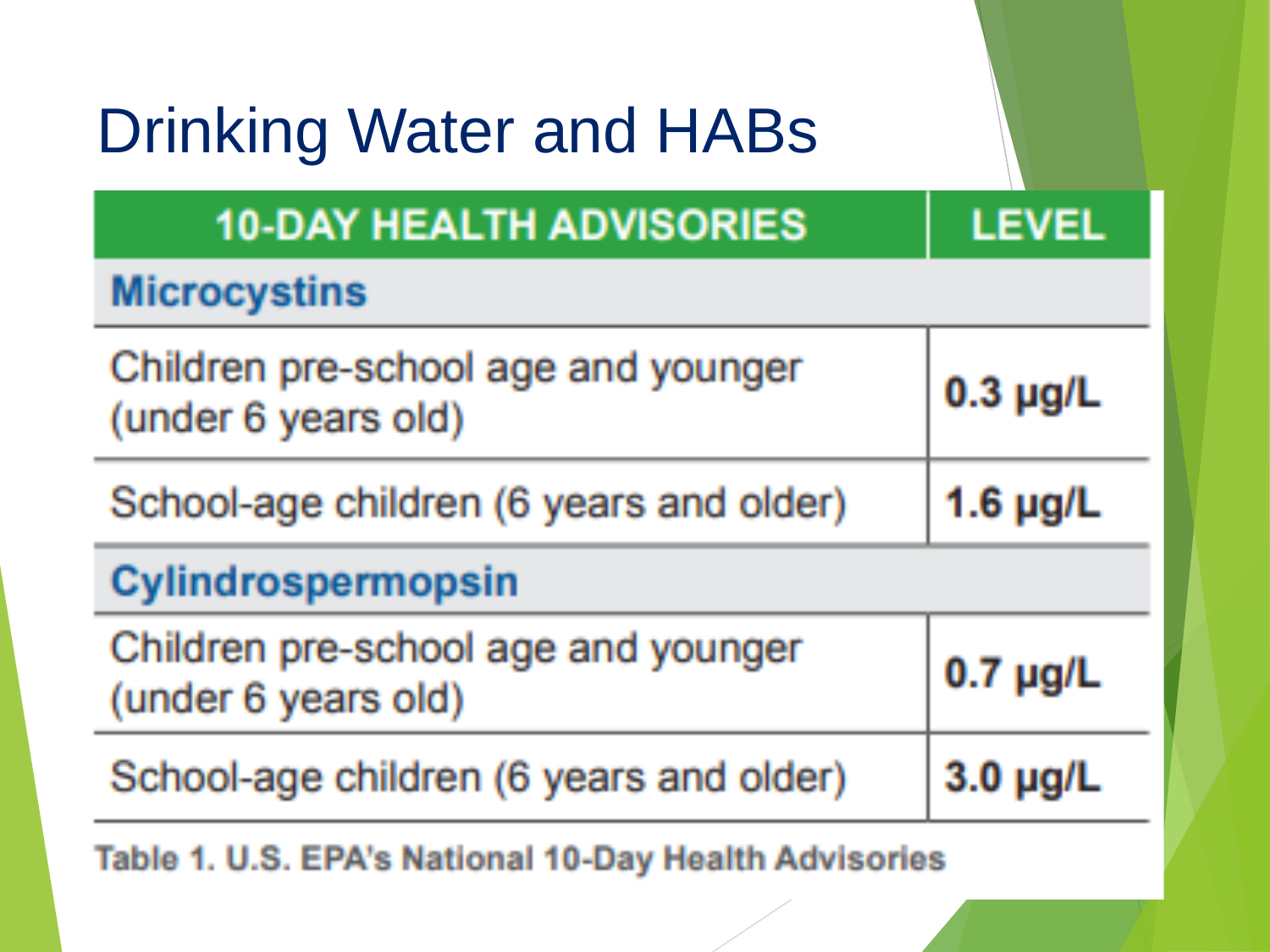# Drinking Water and HABs

| 10-DAY HEALTH ADVISORIES | LEVEL |
|---|---|
| **Microcystins** | |
| Children pre-school age and younger (under 6 years old) | **0.3 µg/L** |
| School-age children (6 years and older) | **1.6 µg/L** |
| **Cylindrospermopsin** | |
| Children pre-school age and younger (under 6 years old) | **0.7 µg/L** |
| School-age children (6 years and older) | **3.0 µg/L** |

Table 1. U.S. EPA's National 10-Day Health Advisories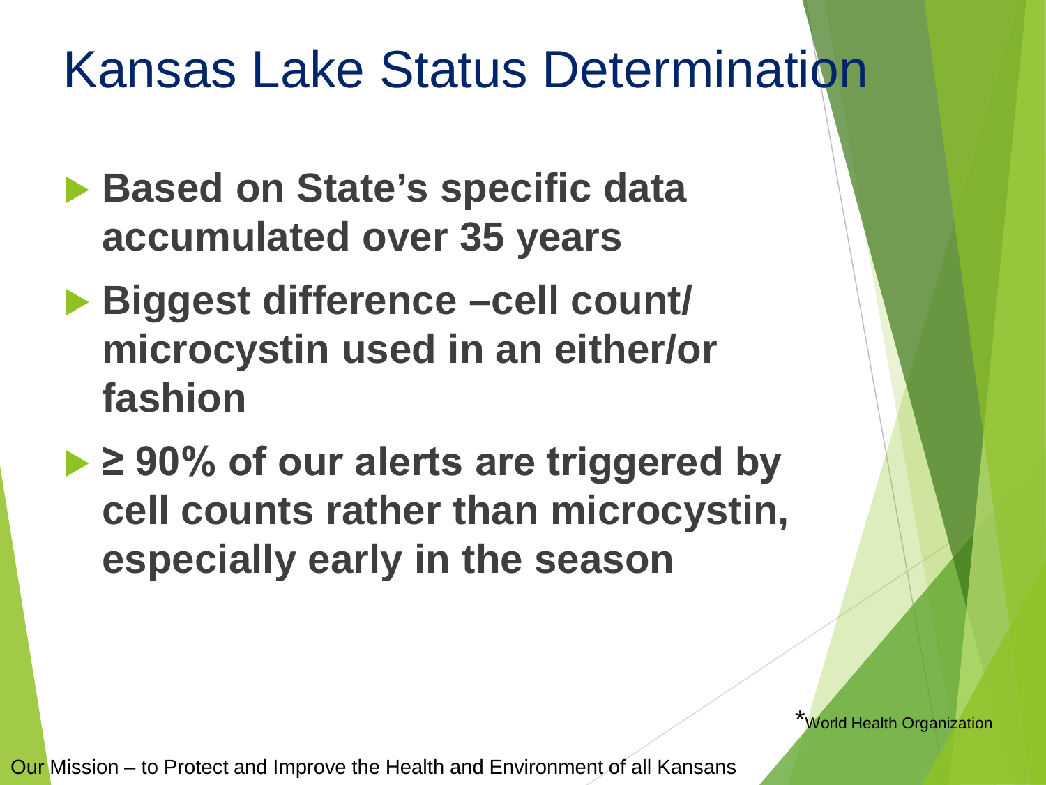# Kansas Lake Status Determination

- **Based on State's specific data accumulated over 35 years**
- **Biggest difference –cell count/ microcystin used in an either/or fashion**
- **≥ 90% of our alerts are triggered by cell counts rather than microcystin, especially early in the season**

*World Health Organization

Our Mission – to Protect and Improve the Health and Environment of all Kansans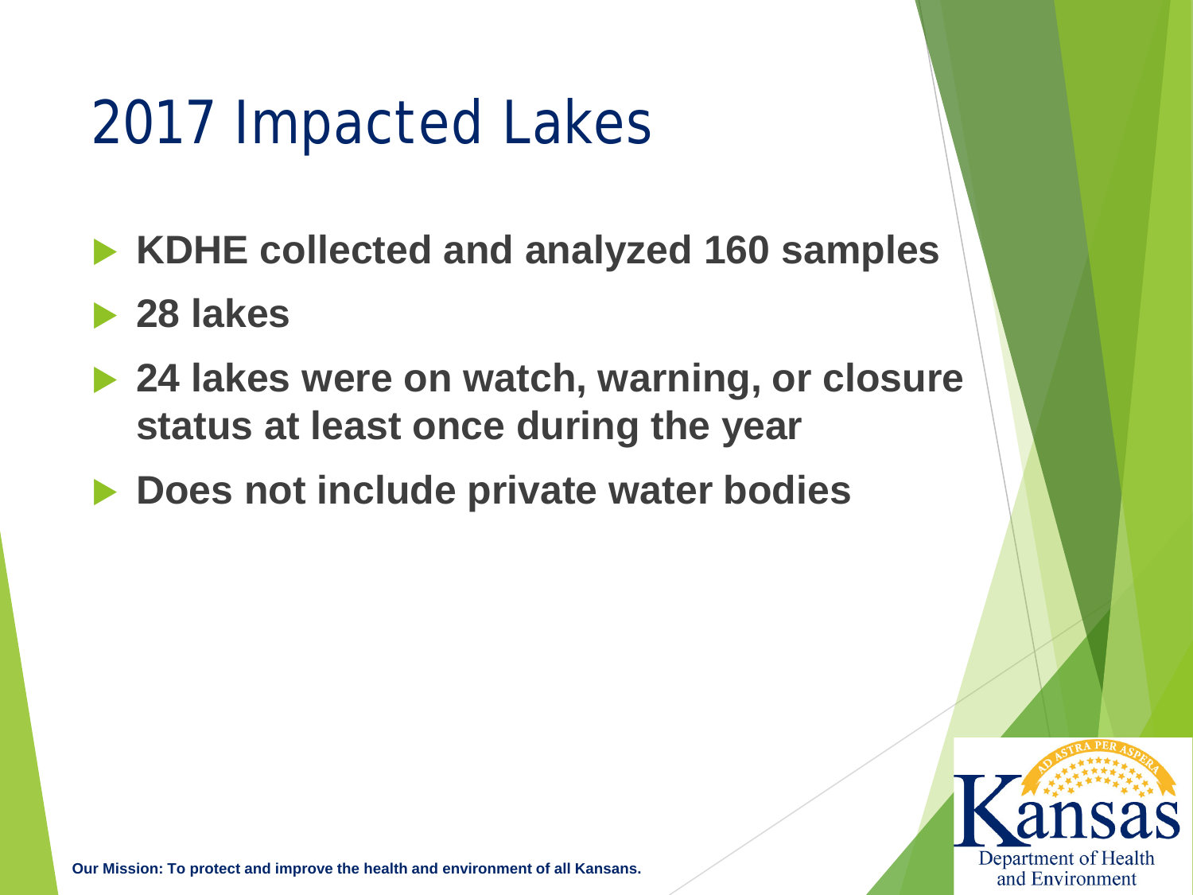# 2017 Impacted Lakes

- **KDHE collected and analyzed 160 samples**
- **28 lakes**
- **24 lakes were on watch, warning, or closure status at least once during the year**
- **Does not include private water bodies**

**Our Mission: To protect and improve the health and environment of all Kansans.**

Kansas Department of Health and Environment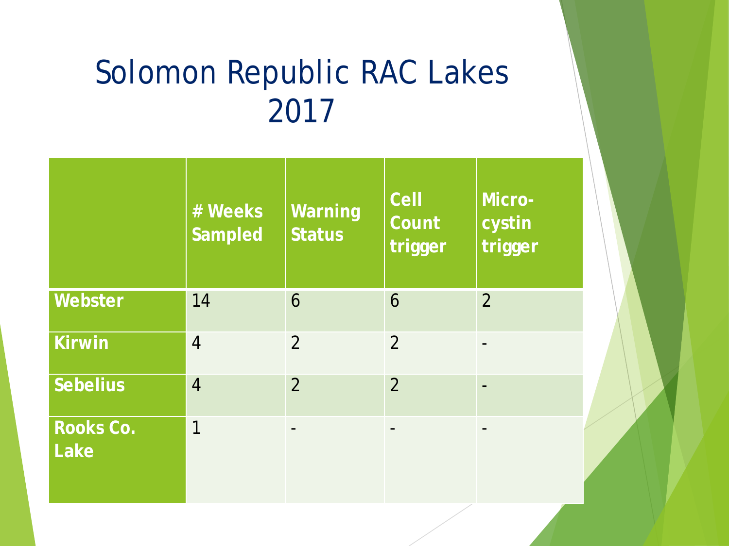# Solomon Republic RAC Lakes 2017

| | # Weeks Sampled | Warning Status | Cell Count trigger | Micro-cystin trigger |
|---|---|---|---|---|
| **Webster** | 14 | 6 | 6 | 2 |
| **Kirwin** | 4 | 2 | 2 | - |
| **Sebelius** | 4 | 2 | 2 | - |
| **Rooks Co. Lake** | 1 | - | - | - |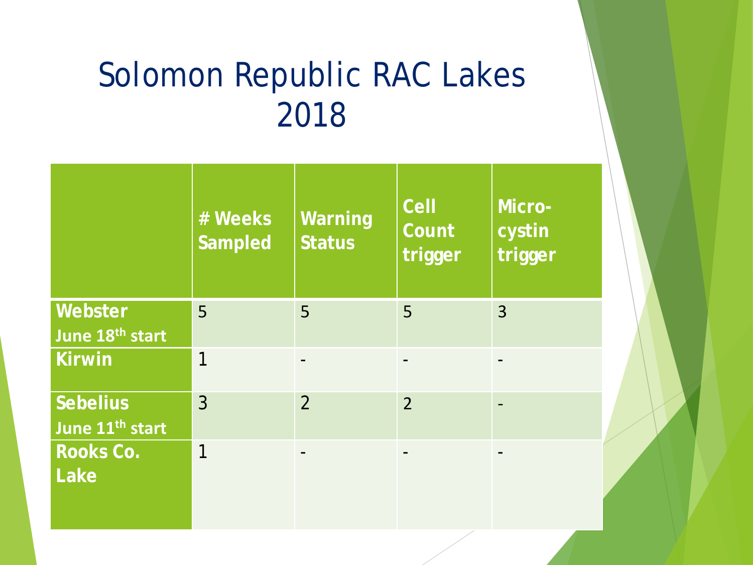# Solomon Republic RAC Lakes 2018

| | # Weeks Sampled | Warning Status | Cell Count trigger | Micro-cystin trigger |
|---|---|---|---|---|
| **Webster** **June 18th start** | 5 | 5 | 5 | 3 |
| **Kirwin** | 1 | - | - | - |
| **Sebelius** **June 11th start** | 3 | 2 | 2 | - |
| **Rooks Co. Lake** | 1 | - | - | - |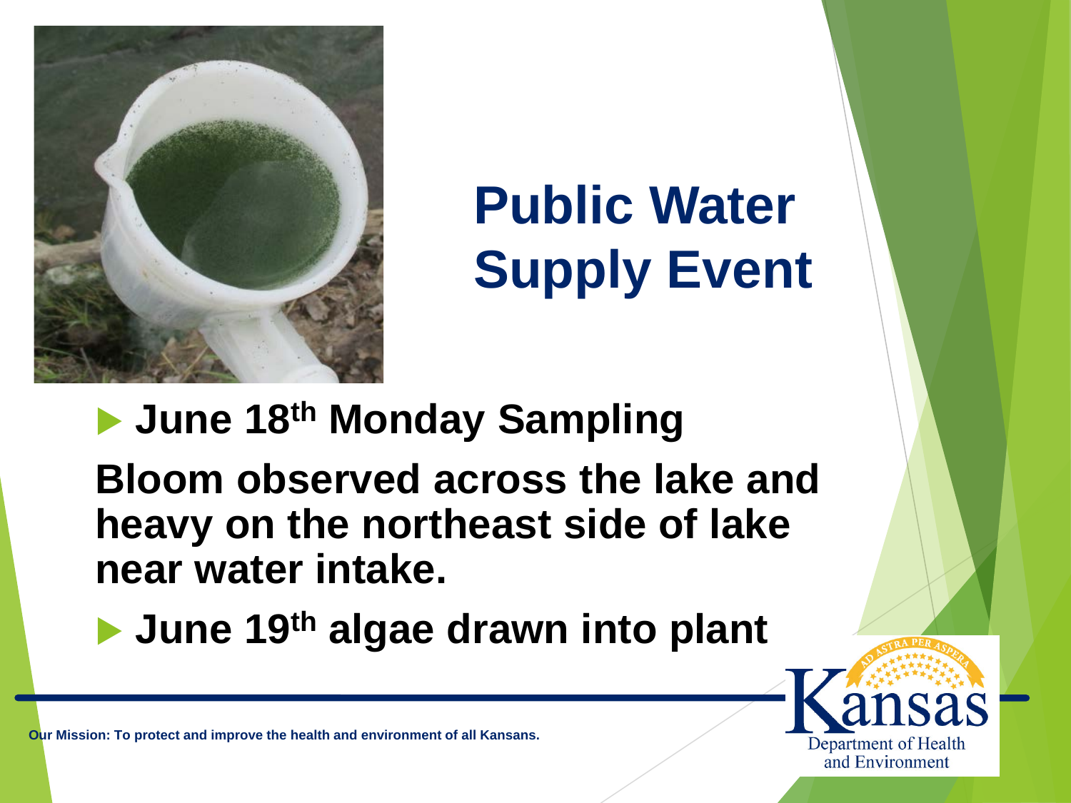# Public Water Supply Event

- **June 18th Monday Sampling**

**Bloom observed across the lake and heavy on the northeast side of lake near water intake.**

- **June 19th algae drawn into plant**

**Our Mission: To protect and improve the health and environment of all Kansans.**

Kansas Department of Health and Environment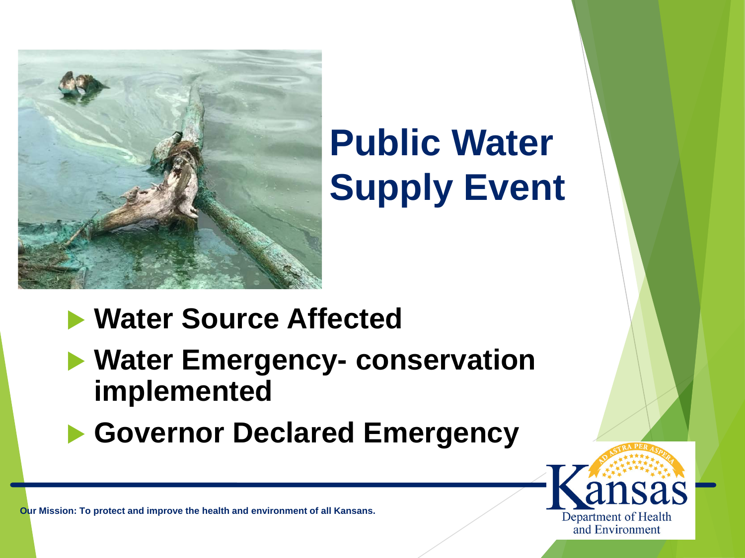# Public Water Supply Event

- **Water Source Affected**
- **Water Emergency- conservation implemented**
- **Governor Declared Emergency**

**Our Mission: To protect and improve the health and environment of all Kansans.**

Kansas Department of Health and Environment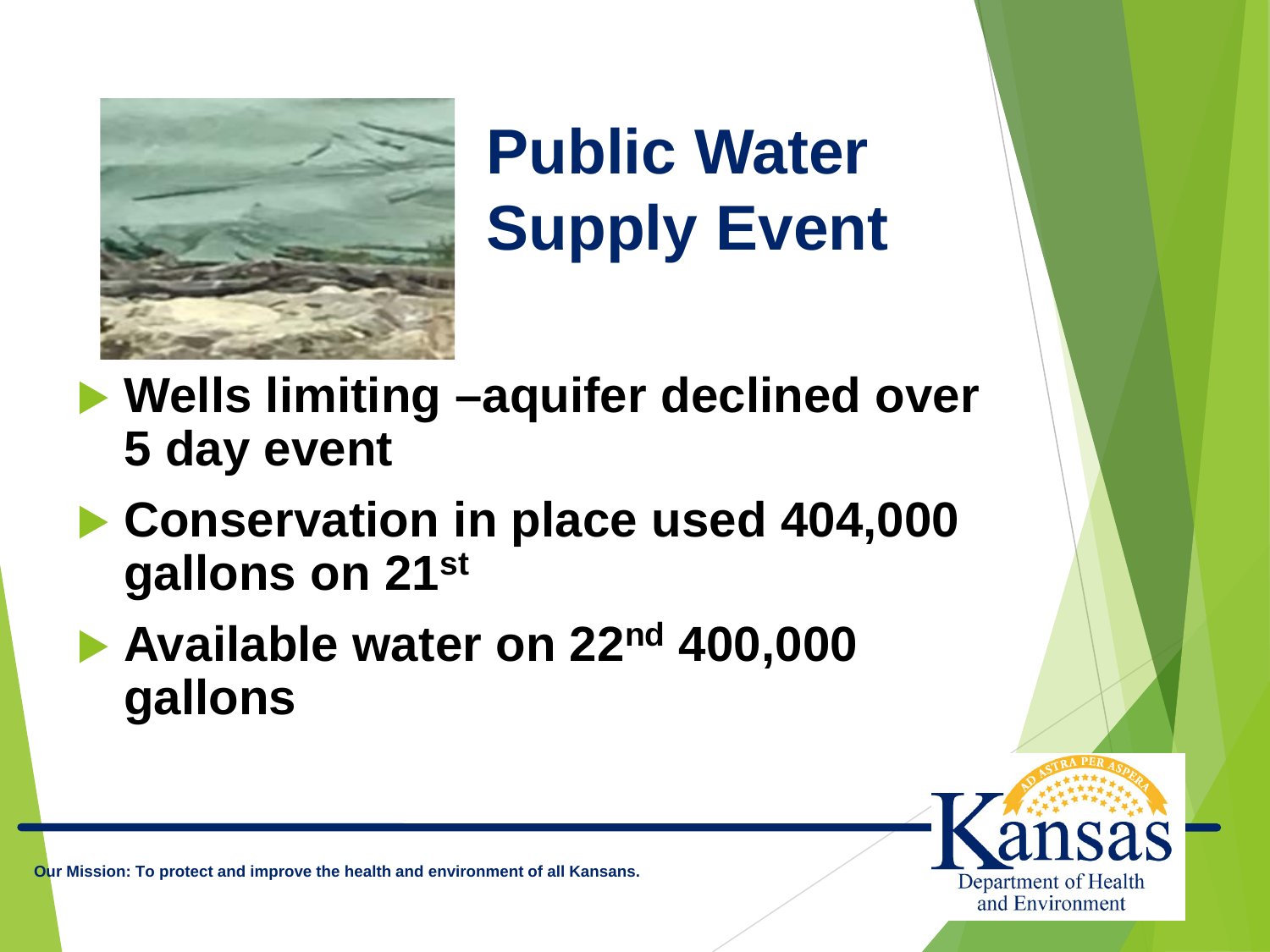# Public Water Supply Event

- **Wells limiting –aquifer declined over 5 day event**
- **Conservation in place used 404,000 gallons on 21st**
- **Available water on 22nd 400,000 gallons**

Our Mission: To protect and improve the health and environment of all Kansans.

Kansas Department of Health and Environment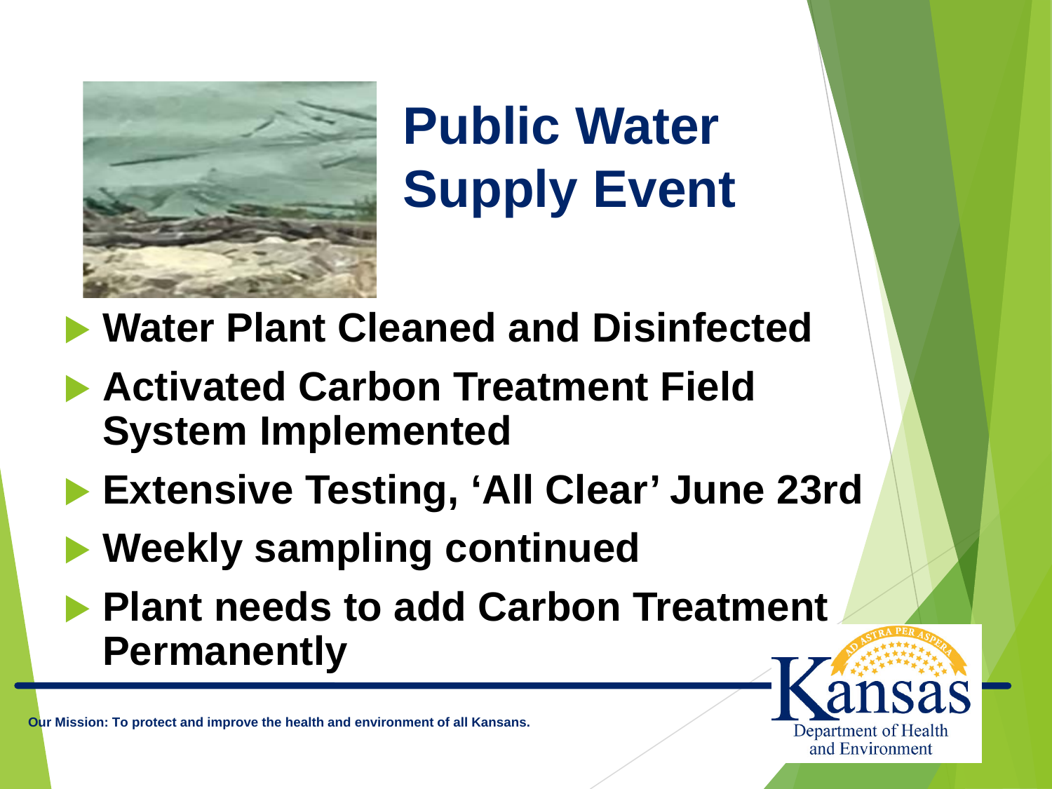# Public Water Supply Event

- **Water Plant Cleaned and Disinfected**
- **Activated Carbon Treatment Field System Implemented**
- **Extensive Testing, 'All Clear' June 23rd**
- **Weekly sampling continued**
- **Plant needs to add Carbon Treatment Permanently**

**Our Mission: To protect and improve the health and environment of all Kansans.**

Kansas Department of Health and Environment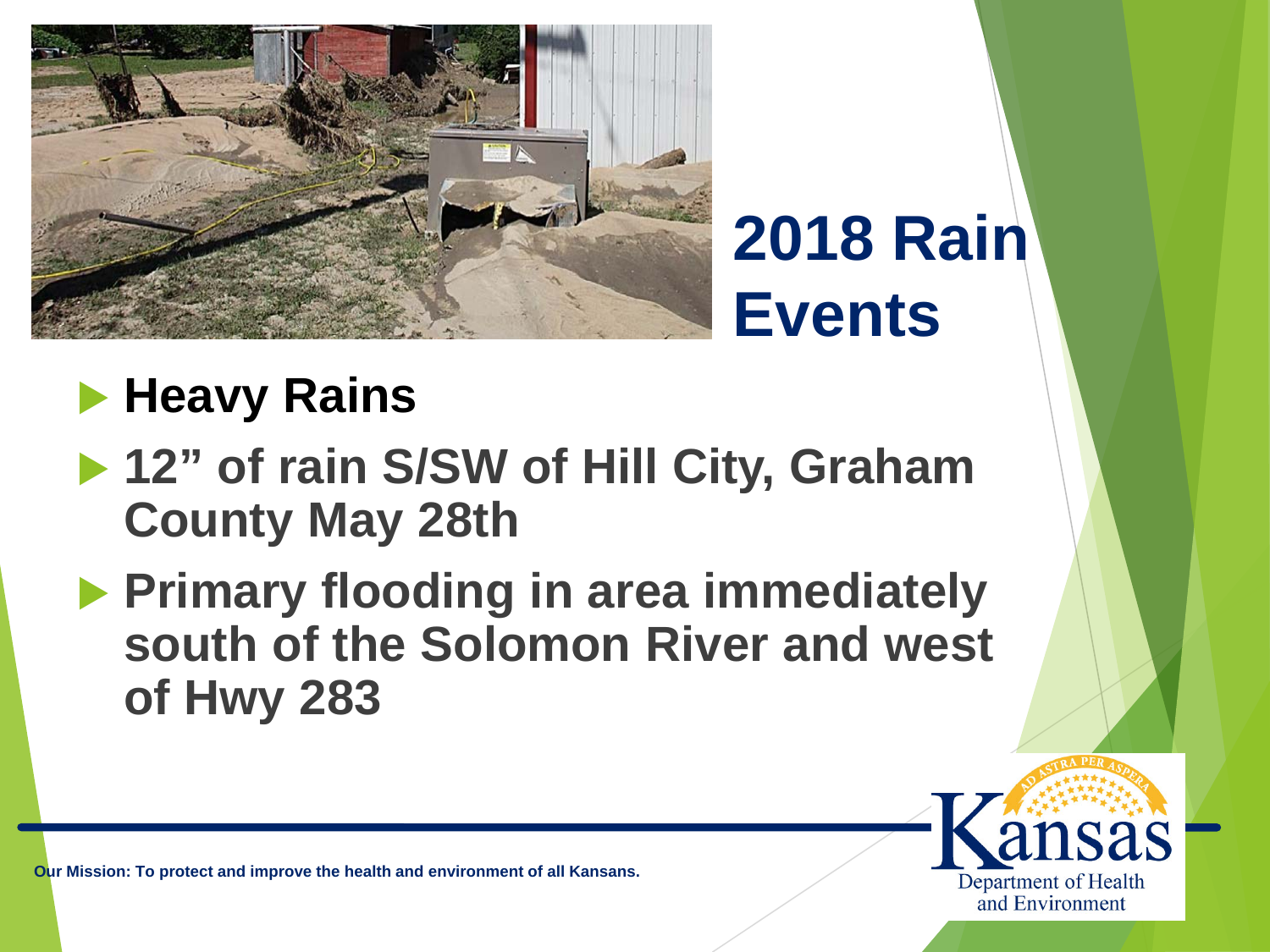# 2018 Rain Events

- **Heavy Rains**
- **12" of rain S/SW of Hill City, Graham County May 28th**
- **Primary flooding in area immediately south of the Solomon River and west of Hwy 283**

**Our Mission: To protect and improve the health and environment of all Kansans.**

Kansas Department of Health and Environment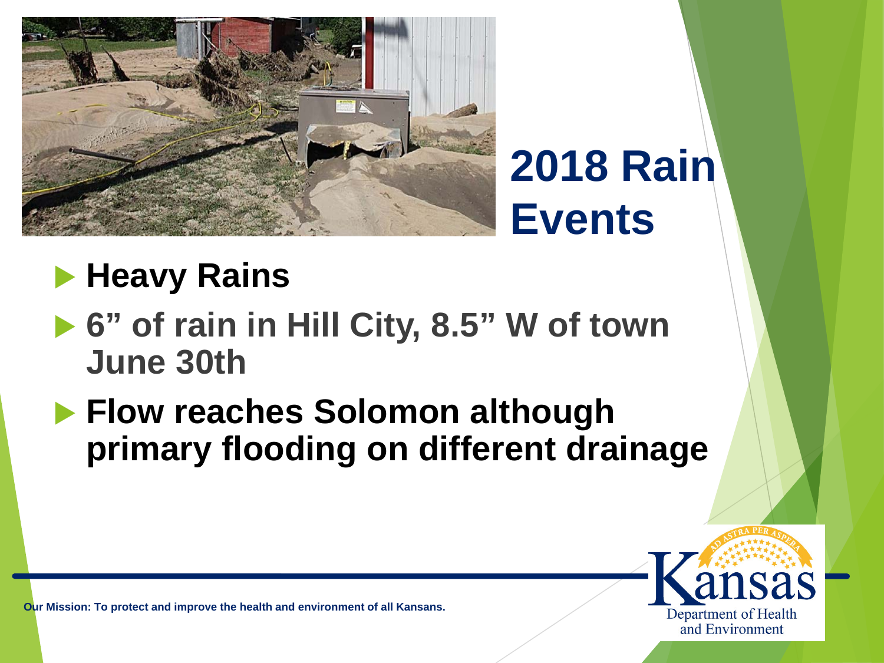# 2018 Rain Events

- **Heavy Rains**
- **6" of rain in Hill City, 8.5" W of town June 30th**
- **Flow reaches Solomon although primary flooding on different drainage**

**Our Mission: To protect and improve the health and environment of all Kansans.**

Kansas Department of Health and Environment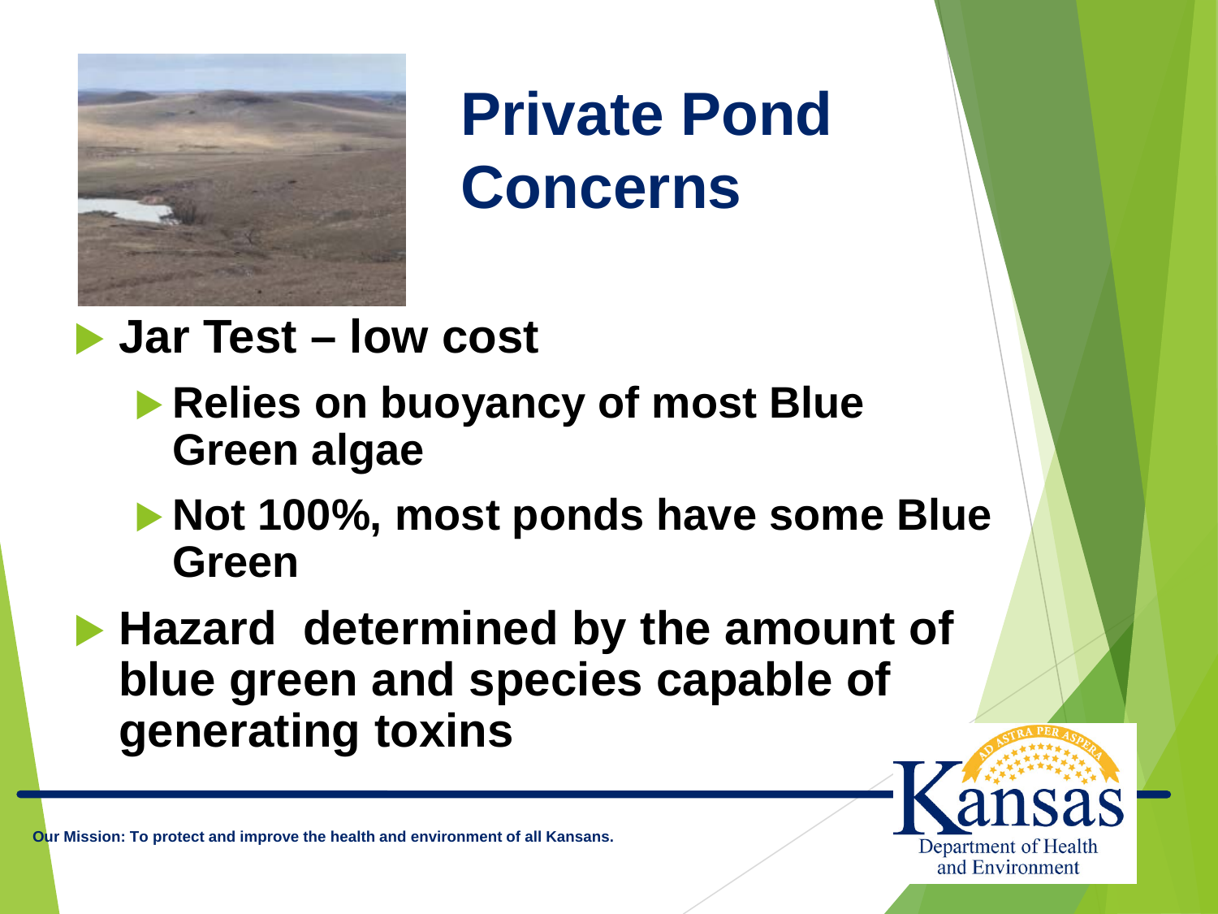# Private Pond Concerns

- **Jar Test – low cost**
  - **Relies on buoyancy of most Blue Green algae**
  - **Not 100%, most ponds have some Blue Green**
- **Hazard determined by the amount of blue green and species capable of generating toxins**

**Our Mission: To protect and improve the health and environment of all Kansans.**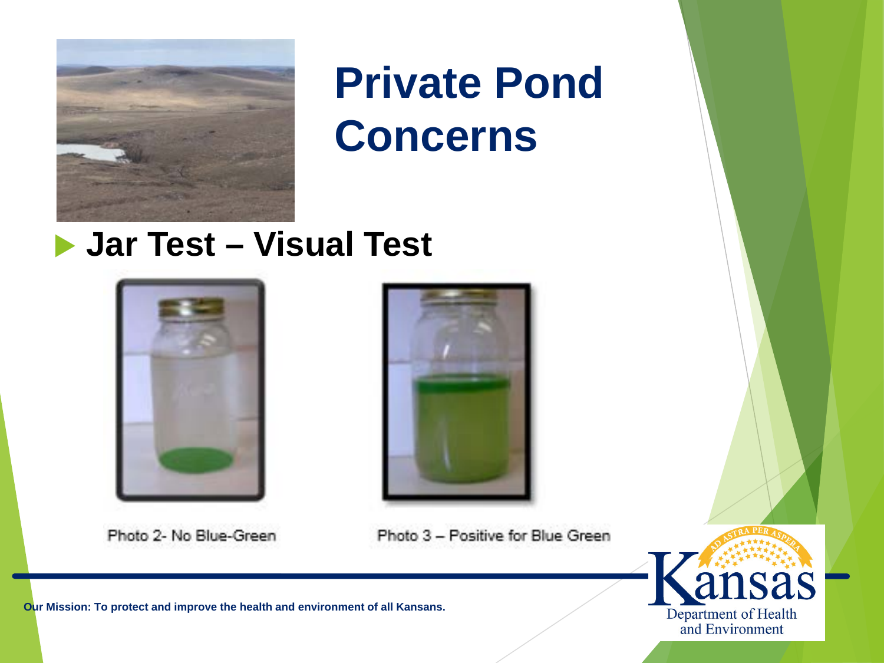# Private Pond Concerns

- **Jar Test – Visual Test**

Photo 2- No Blue-Green

Photo 3 – Positive for Blue Green

**Our Mission: To protect and improve the health and environment of all Kansans.**

Kansas Department of Health and Environment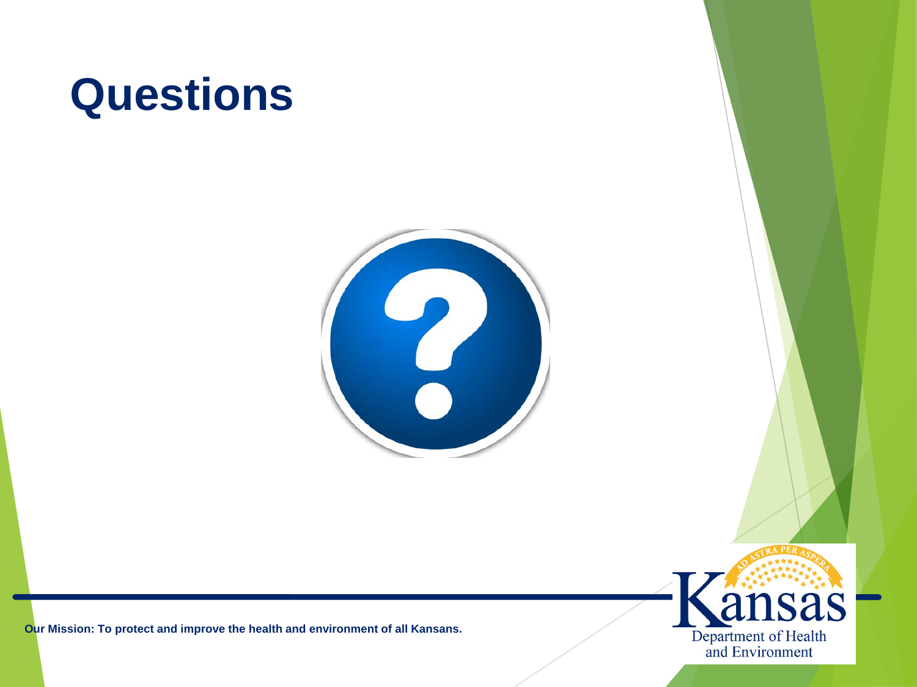# Questions

Our Mission: To protect and improve the health and environment of all Kansans.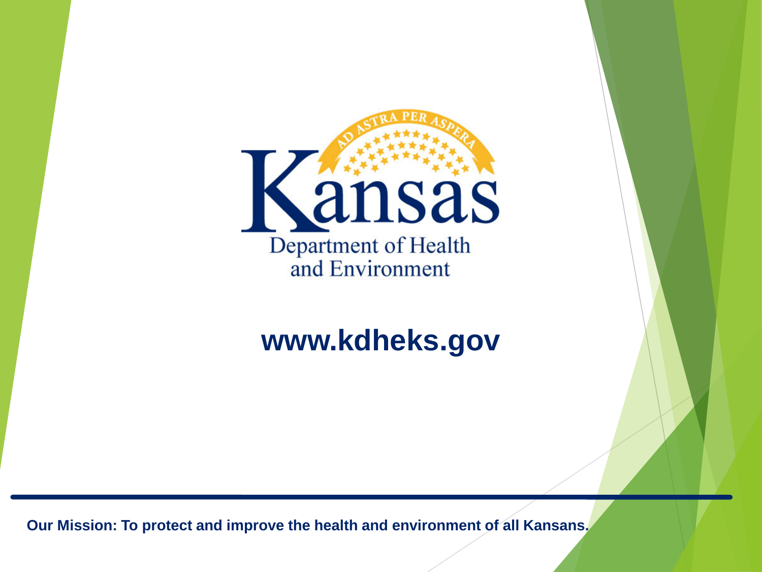AD ASTRA PER ASPERA

Kansas

Department of Health and Environment

**www.kdheks.gov**

**Our Mission: To protect and improve the health and environment of all Kansans.**